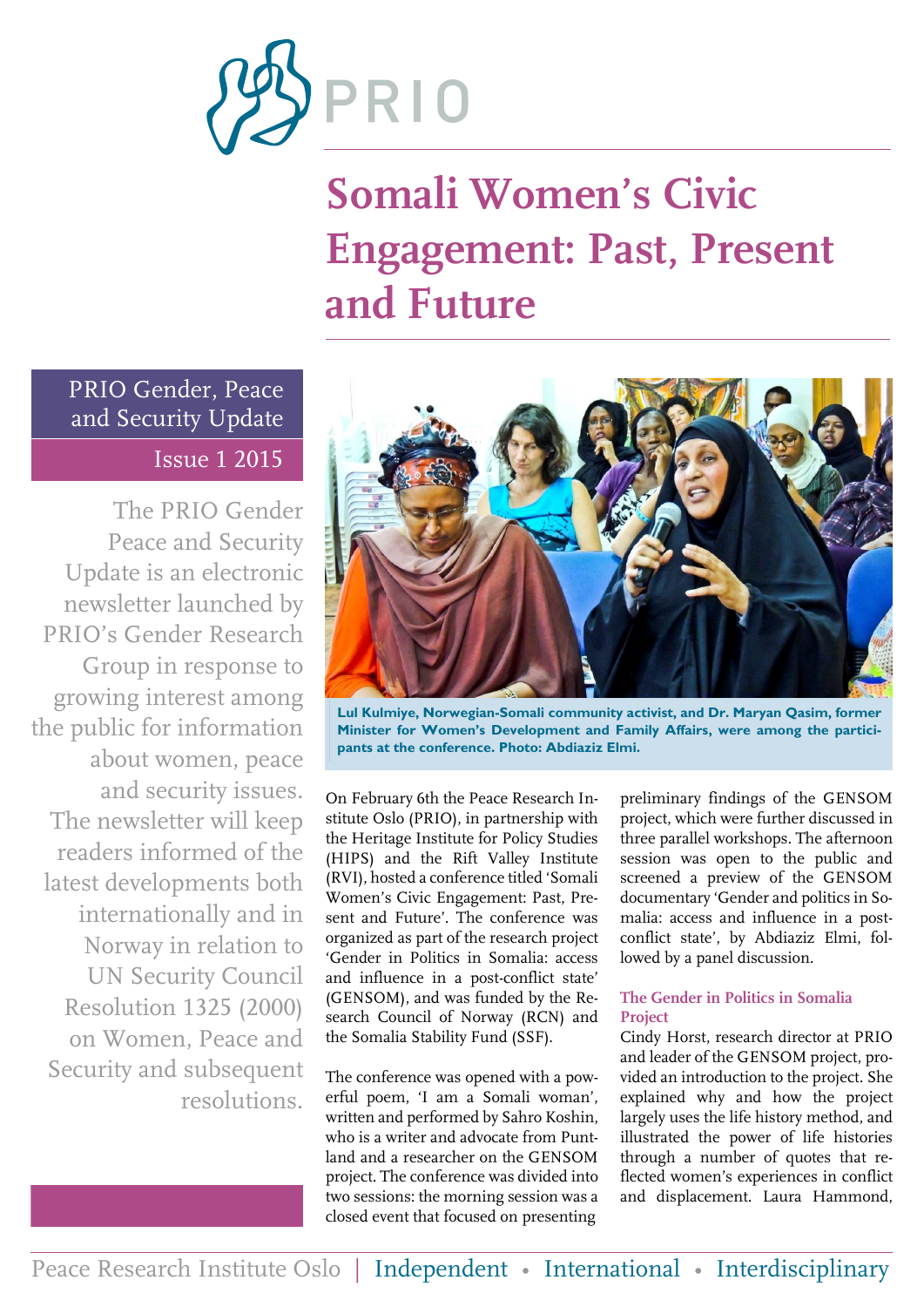# Somali Women's Civic Engagement: Past, Present and Future

PRIO Gender, Peace and Security Update

Issue 1 2015

The PRIO Gender Peace and Security Update is an electronic newsletter launched by PRIO's Gender Research Group in response to growing interest among the public for information about women, peace and security issues. The newsletter will keep readers informed of the latest developments both internationally and in Norway in relation to UN Security Council Resolution 1325 (2000) on Women, Peace and Security and subsequent resolutions.

**Lul Kulmiye, Norwegian-Somali community activist, and Dr. Maryan Qasim, former Minister for Women's Development and Family Affairs, were among the participants at the conference. Photo: Abdiaziz Elmi.**

On February 6th the Peace Research Institute Oslo (PRIO), in partnership with the Heritage Institute for Policy Studies (HIPS) and the Rift Valley Institute (RVI), hosted a conference titled 'Somali Women's Civic Engagement: Past, Present and Future'. The conference was organized as part of the research project 'Gender in Politics in Somalia: access and influence in a post-conflict state' (GENSOM), and was funded by the Research Council of Norway (RCN) and the Somalia Stability Fund (SSF).

The conference was opened with a powerful poem, 'I am a Somali woman', written and performed by Sahro Koshin, who is a writer and advocate from Puntland and a researcher on the GENSOM project. The conference was divided into two sessions: the morning session was a closed event that focused on presenting preliminary findings of the GENSOM project, which were further discussed in three parallel workshops. The afternoon session was open to the public and screened a preview of the GENSOM documentary 'Gender and politics in Somalia: access and influence in a post-conflict state', by Abdiaziz Elmi, followed by a panel discussion.

### The Gender in Politics in Somalia Project

Cindy Horst, research director at PRIO and leader of the GENSOM project, provided an introduction to the project. She explained why and how the project largely uses the life history method, and illustrated the power of life histories through a number of quotes that reflected women's experiences in conflict and displacement. Laura Hammond,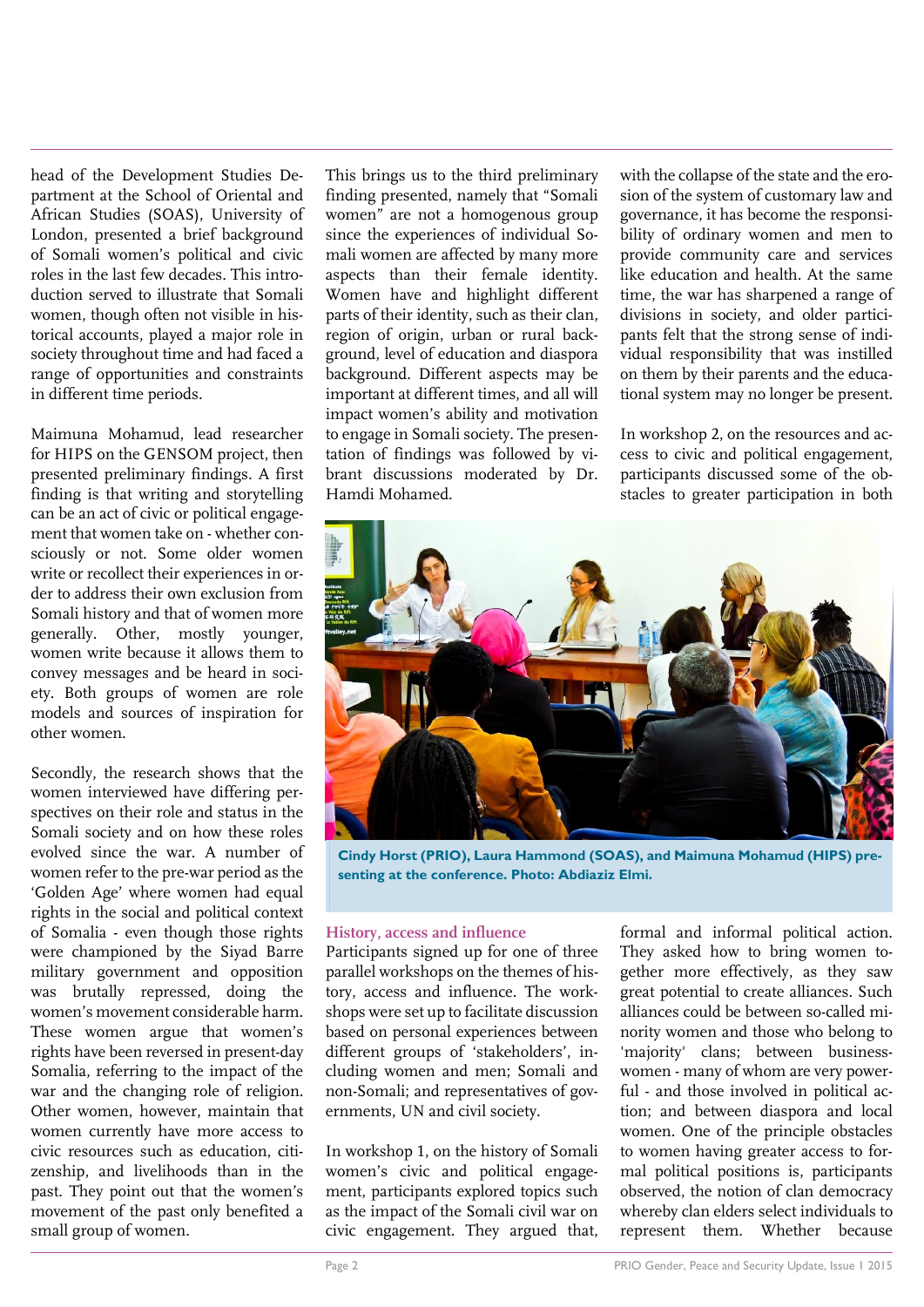head of the Development Studies Department at the School of Oriental and African Studies (SOAS), University of London, presented a brief background of Somali women's political and civic roles in the last few decades. This introduction served to illustrate that Somali women, though often not visible in historical accounts, played a major role in society throughout time and had faced a range of opportunities and constraints in different time periods.

Maimuna Mohamud, lead researcher for HIPS on the GENSOM project, then presented preliminary findings. A first finding is that writing and storytelling can be an act of civic or political engagement that women take on - whether consciously or not. Some older women write or recollect their experiences in order to address their own exclusion from Somali history and that of women more generally. Other, mostly younger, women write because it allows them to convey messages and be heard in society. Both groups of women are role models and sources of inspiration for other women.

Secondly, the research shows that the women interviewed have differing perspectives on their role and status in the Somali society and on how these roles evolved since the war. A number of women refer to the pre-war period as the 'Golden Age' where women had equal rights in the social and political context of Somalia - even though those rights were championed by the Siyad Barre military government and opposition was brutally repressed, doing the women's movement considerable harm. These women argue that women's rights have been reversed in present-day Somalia, referring to the impact of the war and the changing role of religion. Other women, however, maintain that women currently have more access to civic resources such as education, citizenship, and livelihoods than in the past. They point out that the women's movement of the past only benefited a small group of women.

This brings us to the third preliminary finding presented, namely that "Somali women" are not a homogenous group since the experiences of individual Somali women are affected by many more aspects than their female identity. Women have and highlight different parts of their identity, such as their clan, region of origin, urban or rural background, level of education and diaspora background. Different aspects may be important at different times, and all will impact women's ability and motivation to engage in Somali society. The presentation of findings was followed by vibrant discussions moderated by Dr. Hamdi Mohamed.

**Cindy Horst (PRIO), Laura Hammond (SOAS), and Maimuna Mohamud (HIPS) presenting at the conference. Photo: Abdiaziz Elmi.**

## History, access and influence

Participants signed up for one of three parallel workshops on the themes of history, access and influence. The workshops were set up to facilitate discussion based on personal experiences between different groups of 'stakeholders', including women and men; Somali and non-Somali; and representatives of governments, UN and civil society.

In workshop 1, on the history of Somali women's civic and political engagement, participants explored topics such as the impact of the Somali civil war on civic engagement. They argued that, with the collapse of the state and the erosion of the system of customary law and governance, it has become the responsibility of ordinary women and men to provide community care and services like education and health. At the same time, the war has sharpened a range of divisions in society, and older participants felt that the strong sense of individual responsibility that was instilled on them by their parents and the educational system may no longer be present.

In workshop 2, on the resources and access to civic and political engagement, participants discussed some of the obstacles to greater participation in both formal and informal political action. They asked how to bring women together more effectively, as they saw great potential to create alliances. Such alliances could be between so-called minority women and those who belong to 'majority' clans; between businesswomen - many of whom are very powerful - and those involved in political action; and between diaspora and local women. One of the principle obstacles to women having greater access to formal political positions is, participants observed, the notion of clan democracy whereby clan elders select individuals to represent them. Whether because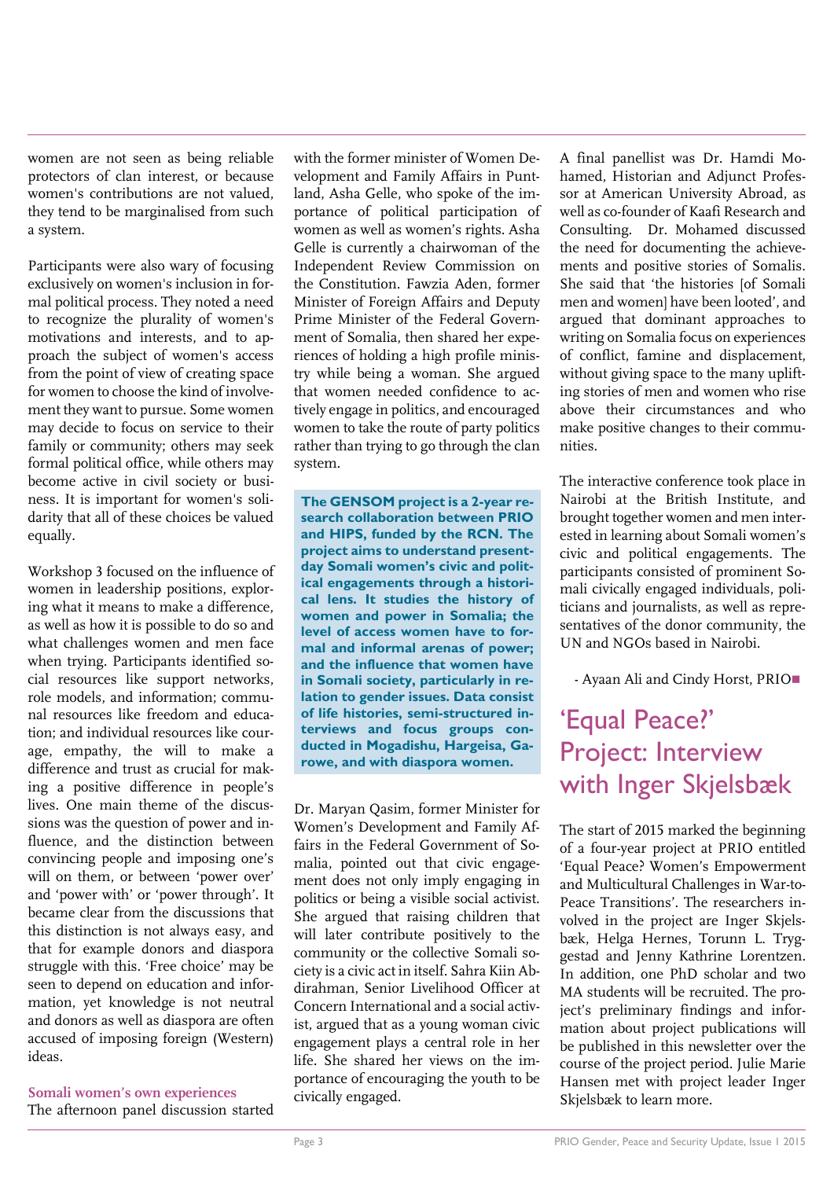women are not seen as being reliable protectors of clan interest, or because women's contributions are not valued, they tend to be marginalised from such a system.

Participants were also wary of focusing exclusively on women's inclusion in formal political process. They noted a need to recognize the plurality of women's motivations and interests, and to approach the subject of women's access from the point of view of creating space for women to choose the kind of involvement they want to pursue. Some women may decide to focus on service to their family or community; others may seek formal political office, while others may become active in civil society or business. It is important for women's solidarity that all of these choices be valued equally.

Workshop 3 focused on the influence of women in leadership positions, exploring what it means to make a difference, as well as how it is possible to do so and what challenges women and men face when trying. Participants identified social resources like support networks, role models, and information; communal resources like freedom and education; and individual resources like courage, empathy, the will to make a difference and trust as crucial for making a positive difference in people's lives. One main theme of the discussions was the question of power and influence, and the distinction between convincing people and imposing one's will on them, or between 'power over' and 'power with' or 'power through'. It became clear from the discussions that this distinction is not always easy, and that for example donors and diaspora struggle with this. 'Free choice' may be seen to depend on education and information, yet knowledge is not neutral and donors as well as diaspora are often accused of imposing foreign (Western) ideas.

### Somali women's own experiences

The afternoon panel discussion started with the former minister of Women Development and Family Affairs in Puntland, Asha Gelle, who spoke of the importance of political participation of women as well as women's rights. Asha Gelle is currently a chairwoman of the Independent Review Commission on the Constitution. Fawzia Aden, former Minister of Foreign Affairs and Deputy Prime Minister of the Federal Government of Somalia, then shared her experiences of holding a high profile ministry while being a woman. She argued that women needed confidence to actively engage in politics, and encouraged women to take the route of party politics rather than trying to go through the clan system.

**The GENSOM project is a 2-year research collaboration between PRIO and HIPS, funded by the RCN. The project aims to understand present-day Somali women's civic and political engagements through a historical lens. It studies the history of women and power in Somalia; the level of access women have to formal and informal arenas of power; and the influence that women have in Somali society, particularly in relation to gender issues. Data consist of life histories, semi-structured interviews and focus groups conducted in Mogadishu, Hargeisa, Garowe, and with diaspora women.**

Dr. Maryan Qasim, former Minister for Women's Development and Family Affairs in the Federal Government of Somalia, pointed out that civic engagement does not only imply engaging in politics or being a visible social activist. She argued that raising children that will later contribute positively to the community or the collective Somali society is a civic act in itself. Sahra Kiin Abdirahman, Senior Livelihood Officer at Concern International and a social activist, argued that as a young woman civic engagement plays a central role in her life. She shared her views on the importance of encouraging the youth to be civically engaged.

A final panellist was Dr. Hamdi Mohamed, Historian and Adjunct Professor at American University Abroad, as well as co-founder of Kaafi Research and Consulting. Dr. Mohamed discussed the need for documenting the achievements and positive stories of Somalis. She said that 'the histories [of Somali men and women] have been looted', and argued that dominant approaches to writing on Somalia focus on experiences of conflict, famine and displacement, without giving space to the many uplifting stories of men and women who rise above their circumstances and who make positive changes to their communities.

The interactive conference took place in Nairobi at the British Institute, and brought together women and men interested in learning about Somali women's civic and political engagements. The participants consisted of prominent Somali civically engaged individuals, politicians and journalists, as well as representatives of the donor community, the UN and NGOs based in Nairobi.

- Ayaan Ali and Cindy Horst, PRIO■

## 'Equal Peace?' Project: Interview with Inger Skjelsbæk

The start of 2015 marked the beginning of a four-year project at PRIO entitled 'Equal Peace? Women's Empowerment and Multicultural Challenges in War-to-Peace Transitions'. The researchers involved in the project are Inger Skjelsbæk, Helga Hernes, Torunn L. Tryggestad and Jenny Kathrine Lorentzen. In addition, one PhD scholar and two MA students will be recruited. The project's preliminary findings and information about project publications will be published in this newsletter over the course of the project period. Julie Marie Hansen met with project leader Inger Skjelsbæk to learn more.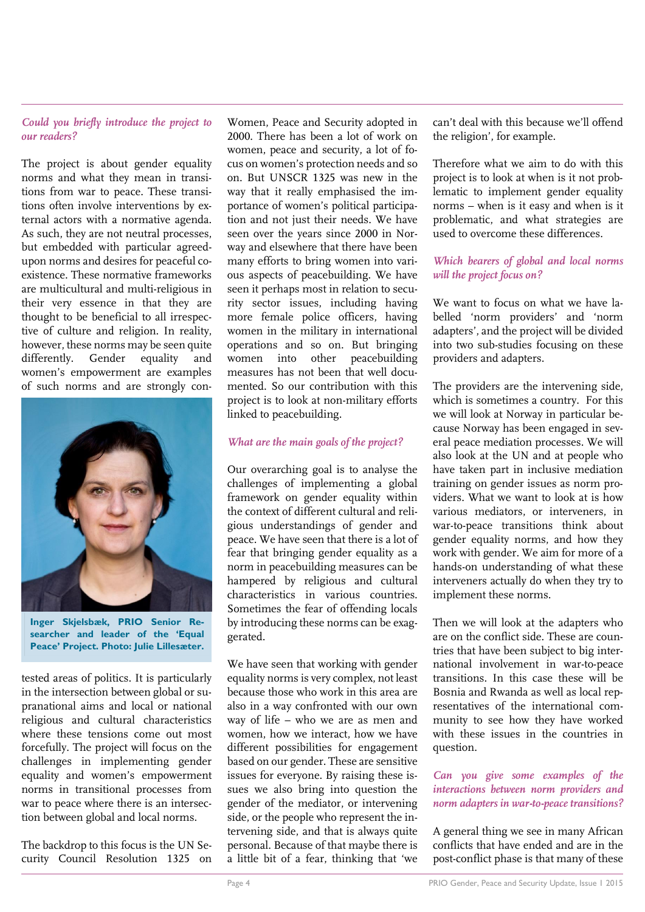***Could you briefly introduce the project to our readers?***

The project is about gender equality norms and what they mean in transitions from war to peace. These transitions often involve interventions by external actors with a normative agenda. As such, they are not neutral processes, but embedded with particular agreed-upon norms and desires for peaceful co-existence. These normative frameworks are multicultural and multi-religious in their very essence in that they are thought to be beneficial to all irrespective of culture and religion. In reality, however, these norms may be seen quite differently. Gender equality and women's empowerment are examples of such norms and are strongly contested areas of politics. It is particularly in the intersection between global or supranational aims and local or national religious and cultural characteristics where these tensions come out most forcefully. The project will focus on the challenges in implementing gender equality and women's empowerment norms in transitional processes from war to peace where there is an intersection between global and local norms.

**Inger Skjelsbæk, PRIO Senior Researcher and leader of the 'Equal Peace' Project. Photo: Julie Lillesæter.**

The backdrop to this focus is the UN Security Council Resolution 1325 on Women, Peace and Security adopted in 2000. There has been a lot of work on women, peace and security, a lot of focus on women's protection needs and so on. But UNSCR 1325 was new in the way that it really emphasised the importance of women's political participation and not just their needs. We have seen over the years since 2000 in Norway and elsewhere that there have been many efforts to bring women into various aspects of peacebuilding. We have seen it perhaps most in relation to security sector issues, including having more female police officers, having women in the military in international operations and so on. But bringing women into other peacebuilding measures has not been that well documented. So our contribution with this project is to look at non-military efforts linked to peacebuilding.

***What are the main goals of the project?***

Our overarching goal is to analyse the challenges of implementing a global framework on gender equality within the context of different cultural and religious understandings of gender and peace. We have seen that there is a lot of fear that bringing gender equality as a norm in peacebuilding measures can be hampered by religious and cultural characteristics in various countries. Sometimes the fear of offending locals by introducing these norms can be exaggerated.

We have seen that working with gender equality norms is very complex, not least because those who work in this area are also in a way confronted with our own way of life – who we are as men and women, how we interact, how we have different possibilities for engagement based on our gender. These are sensitive issues for everyone. By raising these issues we also bring into question the gender of the mediator, or intervening side, or the people who represent the intervening side, and that is always quite personal. Because of that maybe there is a little bit of a fear, thinking that 'we can't deal with this because we'll offend the religion', for example.

Therefore what we aim to do with this project is to look at when is it not problematic to implement gender equality norms – when is it easy and when is it problematic, and what strategies are used to overcome these differences.

***Which bearers of global and local norms will the project focus on?***

We want to focus on what we have labelled 'norm providers' and 'norm adapters', and the project will be divided into two sub-studies focusing on these providers and adapters.

The providers are the intervening side, which is sometimes a country. For this we will look at Norway in particular because Norway has been engaged in several peace mediation processes. We will also look at the UN and at people who have taken part in inclusive mediation training on gender issues as norm providers. What we want to look at is how various mediators, or interveners, in war-to-peace transitions think about gender equality norms, and how they work with gender. We aim for more of a hands-on understanding of what these interveners actually do when they try to implement these norms.

Then we will look at the adapters who are on the conflict side. These are countries that have been subject to big international involvement in war-to-peace transitions. In this case these will be Bosnia and Rwanda as well as local representatives of the international community to see how they have worked with these issues in the countries in question.

***Can you give some examples of the interactions between norm providers and norm adapters in war-to-peace transitions?***

A general thing we see in many African conflicts that have ended and are in the post-conflict phase is that many of these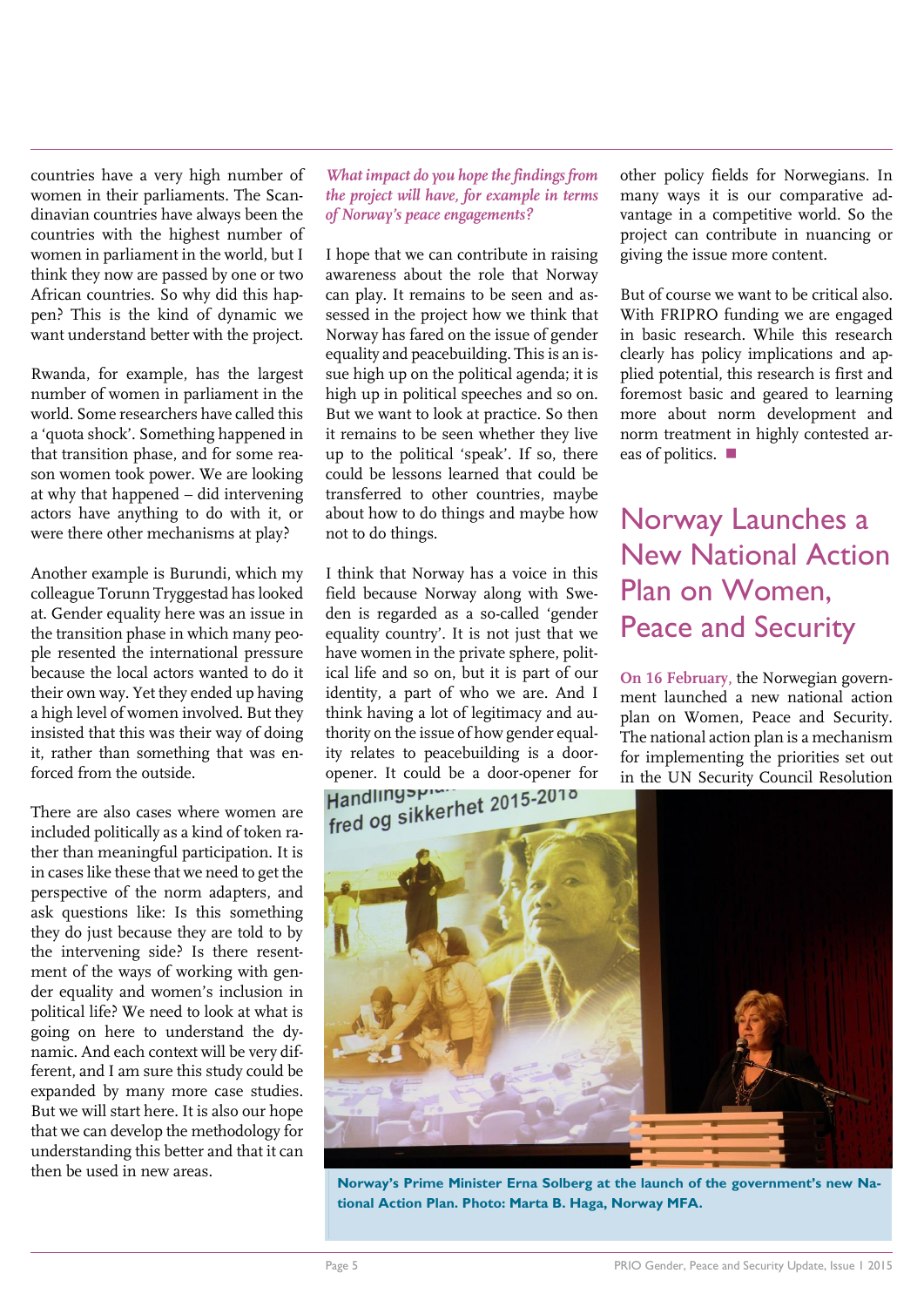countries have a very high number of women in their parliaments. The Scandinavian countries have always been the countries with the highest number of women in parliament in the world, but I think they now are passed by one or two African countries. So why did this happen? This is the kind of dynamic we want understand better with the project.

Rwanda, for example, has the largest number of women in parliament in the world. Some researchers have called this a 'quota shock'. Something happened in that transition phase, and for some reason women took power. We are looking at why that happened – did intervening actors have anything to do with it, or were there other mechanisms at play?

Another example is Burundi, which my colleague Torunn Tryggestad has looked at. Gender equality here was an issue in the transition phase in which many people resented the international pressure because the local actors wanted to do it their own way. Yet they ended up having a high level of women involved. But they insisted that this was their way of doing it, rather than something that was enforced from the outside.

There are also cases where women are included politically as a kind of token rather than meaningful participation. It is in cases like these that we need to get the perspective of the norm adapters, and ask questions like: Is this something they do just because they are told to by the intervening side? Is there resentment of the ways of working with gender equality and women's inclusion in political life? We need to look at what is going on here to understand the dynamic. And each context will be very different, and I am sure this study could be expanded by many more case studies. But we will start here. It is also our hope that we can develop the methodology for understanding this better and that it can then be used in new areas.

***What impact do you hope the findings from the project will have, for example in terms of Norway's peace engagements?***

I hope that we can contribute in raising awareness about the role that Norway can play. It remains to be seen and assessed in the project how we think that Norway has fared on the issue of gender equality and peacebuilding. This is an issue high up on the political agenda; it is high up in political speeches and so on. But we want to look at practice. So then it remains to be seen whether they live up to the political 'speak'. If so, there could be lessons learned that could be transferred to other countries, maybe about how to do things and maybe how not to do things.

I think that Norway has a voice in this field because Norway along with Sweden is regarded as a so-called 'gender equality country'. It is not just that we have women in the private sphere, political life and so on, but it is part of our identity, a part of who we are. And I think having a lot of legitimacy and authority on the issue of how gender equality relates to peacebuilding is a door-opener. It could be a door-opener for other policy fields for Norwegians. In many ways it is our comparative advantage in a competitive world. So the project can contribute in nuancing or giving the issue more content.

But of course we want to be critical also. With FRIPRO funding we are engaged in basic research. While this research clearly has policy implications and applied potential, this research is first and foremost basic and geared to learning more about norm development and norm treatment in highly contested areas of politics. ■

# Norway Launches a New National Action Plan on Women, Peace and Security

**On 16 February,** the Norwegian government launched a new national action plan on Women, Peace and Security. The national action plan is a mechanism for implementing the priorities set out in the UN Security Council Resolution

**Norway's Prime Minister Erna Solberg at the launch of the government's new National Action Plan. Photo: Marta B. Haga, Norway MFA.**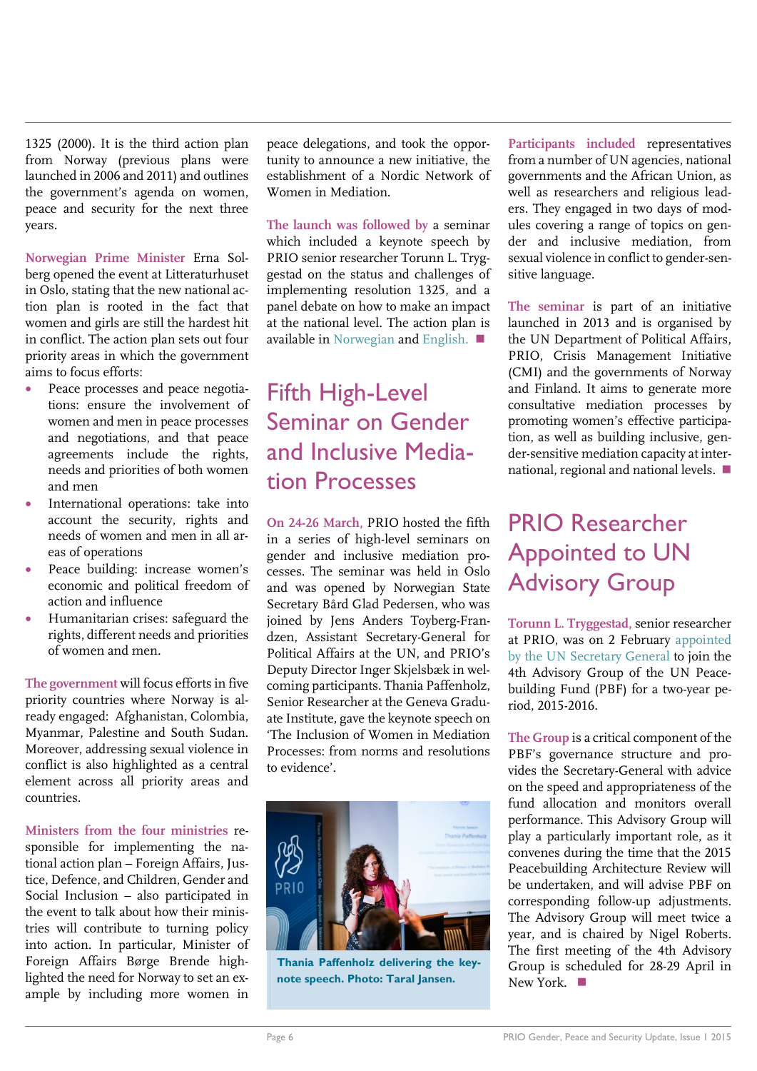1325 (2000). It is the third action plan from Norway (previous plans were launched in 2006 and 2011) and outlines the government's agenda on women, peace and security for the next three years.

**Norwegian Prime Minister** Erna Solberg opened the event at Litteraturhuset in Oslo, stating that the new national action plan is rooted in the fact that women and girls are still the hardest hit in conflict. The action plan sets out four priority areas in which the government aims to focus efforts:

- Peace processes and peace negotiations: ensure the involvement of women and men in peace processes and negotiations, and that peace agreements include the rights, needs and priorities of both women and men
- International operations: take into account the security, rights and needs of women and men in all areas of operations
- Peace building: increase women's economic and political freedom of action and influence
- Humanitarian crises: safeguard the rights, different needs and priorities of women and men.

**The government** will focus efforts in five priority countries where Norway is already engaged: Afghanistan, Colombia, Myanmar, Palestine and South Sudan. Moreover, addressing sexual violence in conflict is also highlighted as a central element across all priority areas and countries.

**Ministers from the four ministries** responsible for implementing the national action plan – Foreign Affairs, Justice, Defence, and Children, Gender and Social Inclusion – also participated in the event to talk about how their ministries will contribute to turning policy into action. In particular, Minister of Foreign Affairs Børge Brende highlighted the need for Norway to set an example by including more women in peace delegations, and took the opportunity to announce a new initiative, the establishment of a Nordic Network of Women in Mediation.

**The launch was followed by** a seminar which included a keynote speech by PRIO senior researcher Torunn L. Tryggestad on the status and challenges of implementing resolution 1325, and a panel debate on how to make an impact at the national level. The action plan is available in Norwegian and English. ■

## Fifth High-Level Seminar on Gender and Inclusive Mediation Processes

**On 24-26 March,** PRIO hosted the fifth in a series of high-level seminars on gender and inclusive mediation processes. The seminar was held in Oslo and was opened by Norwegian State Secretary Bård Glad Pedersen, who was joined by Jens Anders Toyberg-Frandzen, Assistant Secretary-General for Political Affairs at the UN, and PRIO's Deputy Director Inger Skjelsbæk in welcoming participants. Thania Paffenholz, Senior Researcher at the Geneva Graduate Institute, gave the keynote speech on 'The Inclusion of Women in Mediation Processes: from norms and resolutions to evidence'.

**Thania Paffenholz delivering the keynote speech. Photo: Taral Jansen.**

**Participants included** representatives from a number of UN agencies, national governments and the African Union, as well as researchers and religious leaders. They engaged in two days of modules covering a range of topics on gender and inclusive mediation, from sexual violence in conflict to gender-sensitive language.

**The seminar** is part of an initiative launched in 2013 and is organised by the UN Department of Political Affairs, PRIO, Crisis Management Initiative (CMI) and the governments of Norway and Finland. It aims to generate more consultative mediation processes by promoting women's effective participation, as well as building inclusive, gender-sensitive mediation capacity at international, regional and national levels. ■

## PRIO Researcher Appointed to UN Advisory Group

**Torunn L. Tryggestad,** senior researcher at PRIO, was on 2 February appointed by the UN Secretary General to join the 4th Advisory Group of the UN Peacebuilding Fund (PBF) for a two-year period, 2015-2016.

**The Group** is a critical component of the PBF's governance structure and provides the Secretary-General with advice on the speed and appropriateness of the fund allocation and monitors overall performance. This Advisory Group will play a particularly important role, as it convenes during the time that the 2015 Peacebuilding Architecture Review will be undertaken, and will advise PBF on corresponding follow-up adjustments. The Advisory Group will meet twice a year, and is chaired by Nigel Roberts. The first meeting of the 4th Advisory Group is scheduled for 28-29 April in New York. ■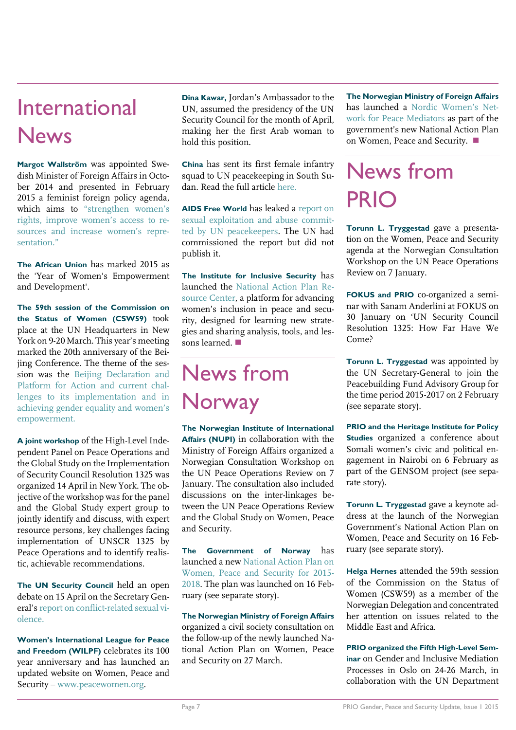# International News

**Margot Wallström** was appointed Swedish Minister of Foreign Affairs in October 2014 and presented in February 2015 a feminist foreign policy agenda, which aims to "strengthen women's rights, improve women's access to resources and increase women's representation."

**The African Union** has marked 2015 as the 'Year of Women's Empowerment and Development'.

**The 59th session of the Commission on the Status of Women (CSW59)** took place at the UN Headquarters in New York on 9-20 March. This year's meeting marked the 20th anniversary of the Beijing Conference. The theme of the session was the Beijing Declaration and Platform for Action and current challenges to its implementation and in achieving gender equality and women's empowerment.

**A joint workshop** of the High-Level Independent Panel on Peace Operations and the Global Study on the Implementation of Security Council Resolution 1325 was organized 14 April in New York. The objective of the workshop was for the panel and the Global Study expert group to jointly identify and discuss, with expert resource persons, key challenges facing implementation of UNSCR 1325 by Peace Operations and to identify realistic, achievable recommendations.

**The UN Security Council** held an open debate on 15 April on the Secretary General's report on conflict-related sexual violence.

**Women's International League for Peace and Freedom (WILPF)** celebrates its 100 year anniversary and has launched an updated website on Women, Peace and Security – www.peacewomen.org.

**Dina Kawar,** Jordan's Ambassador to the UN, assumed the presidency of the UN Security Council for the month of April, making her the first Arab woman to hold this position.

**China** has sent its first female infantry squad to UN peacekeeping in South Sudan. Read the full article here.

**AIDS Free World** has leaked a report on sexual exploitation and abuse committed by UN peacekeepers. The UN had commissioned the report but did not publish it.

**The Institute for Inclusive Security** has launched the National Action Plan Resource Center, a platform for advancing women's inclusion in peace and security, designed for learning new strategies and sharing analysis, tools, and lessons learned. ■

# News from Norway

**The Norwegian Institute of International Affairs (NUPI)** in collaboration with the Ministry of Foreign Affairs organized a Norwegian Consultation Workshop on the UN Peace Operations Review on 7 January. The consultation also included discussions on the inter-linkages between the UN Peace Operations Review and the Global Study on Women, Peace and Security.

**The Government of Norway** has launched a new National Action Plan on Women, Peace and Security for 2015-2018. The plan was launched on 16 February (see separate story).

**The Norwegian Ministry of Foreign Affairs** organized a civil society consultation on the follow-up of the newly launched National Action Plan on Women, Peace and Security on 27 March.

**The Norwegian Ministry of Foreign Affairs** has launched a Nordic Women's Network for Peace Mediators as part of the government's new National Action Plan on Women, Peace and Security. ■

# News from PRIO

**Torunn L. Tryggestad** gave a presentation on the Women, Peace and Security agenda at the Norwegian Consultation Workshop on the UN Peace Operations Review on 7 January.

**FOKUS and PRIO** co-organized a seminar with Sanam Anderlini at FOKUS on 30 January on 'UN Security Council Resolution 1325: How Far Have We Come?

**Torunn L. Tryggestad** was appointed by the UN Secretary-General to join the Peacebuilding Fund Advisory Group for the time period 2015-2017 on 2 February (see separate story).

**PRIO and the Heritage Institute for Policy Studies** organized a conference about Somali women's civic and political engagement in Nairobi on 6 February as part of the GENSOM project (see separate story).

**Torunn L. Tryggestad** gave a keynote address at the launch of the Norwegian Government's National Action Plan on Women, Peace and Security on 16 February (see separate story).

**Helga Hernes** attended the 59th session of the Commission on the Status of Women (CSW59) as a member of the Norwegian Delegation and concentrated her attention on issues related to the Middle East and Africa.

**PRIO organized the Fifth High-Level Seminar** on Gender and Inclusive Mediation Processes in Oslo on 24-26 March, in collaboration with the UN Department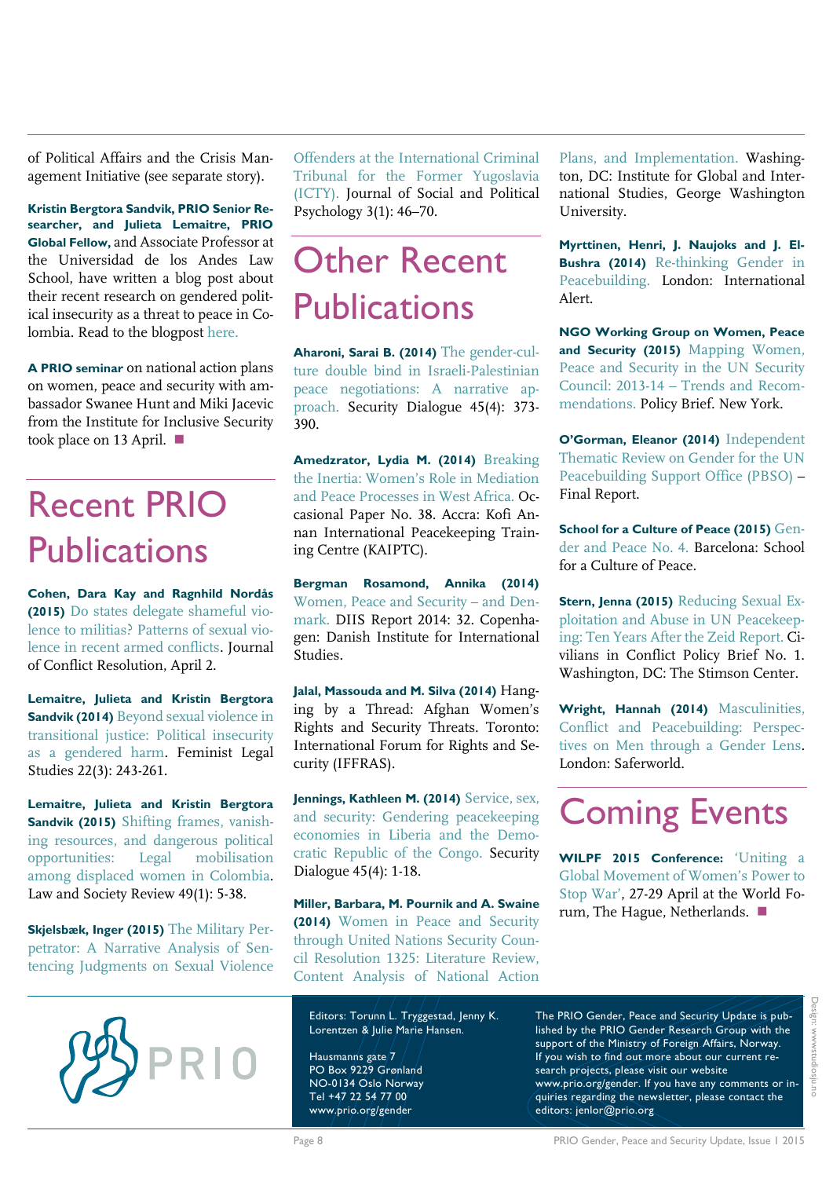of Political Affairs and the Crisis Management Initiative (see separate story).

**Kristin Bergtora Sandvik, PRIO Senior Researcher, and Julieta Lemaitre, PRIO Global Fellow,** and Associate Professor at the Universidad de los Andes Law School, have written a blog post about their recent research on gendered political insecurity as a threat to peace in Colombia. Read to the blogpost here.

**A PRIO seminar** on national action plans on women, peace and security with ambassador Swanee Hunt and Miki Jacevic from the Institute for Inclusive Security took place on 13 April. ■

# Recent PRIO Publications

**Cohen, Dara Kay and Ragnhild Nordås (2015)** Do states delegate shameful violence to militias? Patterns of sexual violence in recent armed conflicts. Journal of Conflict Resolution, April 2.

**Lemaitre, Julieta and Kristin Bergtora Sandvik (2014)** Beyond sexual violence in transitional justice: Political insecurity as a gendered harm. Feminist Legal Studies 22(3): 243-261.

**Lemaitre, Julieta and Kristin Bergtora Sandvik (2015)** Shifting frames, vanishing resources, and dangerous political opportunities: Legal mobilisation among displaced women in Colombia. Law and Society Review 49(1): 5-38.

**Skjelsbæk, Inger (2015)** The Military Perpetrator: A Narrative Analysis of Sentencing Judgments on Sexual Violence Offenders at the International Criminal Tribunal for the Former Yugoslavia (ICTY). Journal of Social and Political Psychology 3(1): 46–70.

# Other Recent Publications

**Aharoni, Sarai B. (2014)** The gender-culture double bind in Israeli-Palestinian peace negotiations: A narrative approach. Security Dialogue 45(4): 373-390.

**Amedzrator, Lydia M. (2014)** Breaking the Inertia: Women's Role in Mediation and Peace Processes in West Africa. Occasional Paper No. 38. Accra: Kofi Annan International Peacekeeping Training Centre (KAIPTC).

**Bergman Rosamond, Annika (2014)** Women, Peace and Security – and Denmark. DIIS Report 2014: 32. Copenhagen: Danish Institute for International Studies.

**Jalal, Massouda and M. Silva (2014)** Hanging by a Thread: Afghan Women's Rights and Security Threats. Toronto: International Forum for Rights and Security (IFFRAS).

**Jennings, Kathleen M. (2014)** Service, sex, and security: Gendering peacekeeping economies in Liberia and the Democratic Republic of the Congo. Security Dialogue 45(4): 1-18.

**Miller, Barbara, M. Pournik and A. Swaine (2014)** Women in Peace and Security through United Nations Security Council Resolution 1325: Literature Review, Content Analysis of National Action Plans, and Implementation. Washington, DC: Institute for Global and International Studies, George Washington University.

**Myrttinen, Henri, J. Naujoks and J. El-Bushra (2014)** Re-thinking Gender in Peacebuilding. London: International Alert.

**NGO Working Group on Women, Peace and Security (2015)** Mapping Women, Peace and Security in the UN Security Council: 2013-14 – Trends and Recommendations. Policy Brief. New York.

**O'Gorman, Eleanor (2014)** Independent Thematic Review on Gender for the UN Peacebuilding Support Office (PBSO) – Final Report.

**School for a Culture of Peace (2015)** Gender and Peace No. 4. Barcelona: School for a Culture of Peace.

**Stern, Jenna (2015)** Reducing Sexual Exploitation and Abuse in UN Peacekeeping: Ten Years After the Zeid Report. Civilians in Conflict Policy Brief No. 1. Washington, DC: The Stimson Center.

**Wright, Hannah (2014)** Masculinities, Conflict and Peacebuilding: Perspectives on Men through a Gender Lens. London: Saferworld.

# Coming Events

**WILPF 2015 Conference:** 'Uniting a Global Movement of Women's Power to Stop War', 27-29 April at the World Forum, The Hague, Netherlands. ■

PRIO

Editors: Torunn L. Tryggestad, Jenny K. Lorentzen & Julie Marie Hansen.

Hausmanns gate 7
PO Box 9229 Grønland
NO-0134 Oslo Norway
Tel +47 22 54 77 00
www.prio.org/gender

The PRIO Gender, Peace and Security Update is published by the PRIO Gender Research Group with the support of the Ministry of Foreign Affairs, Norway. If you wish to find out more about our current research projects, please visit our website www.prio.org/gender. If you have any comments or inquiries regarding the newsletter, please contact the editors: jenlor@prio.org

Design: www.studiosju.no